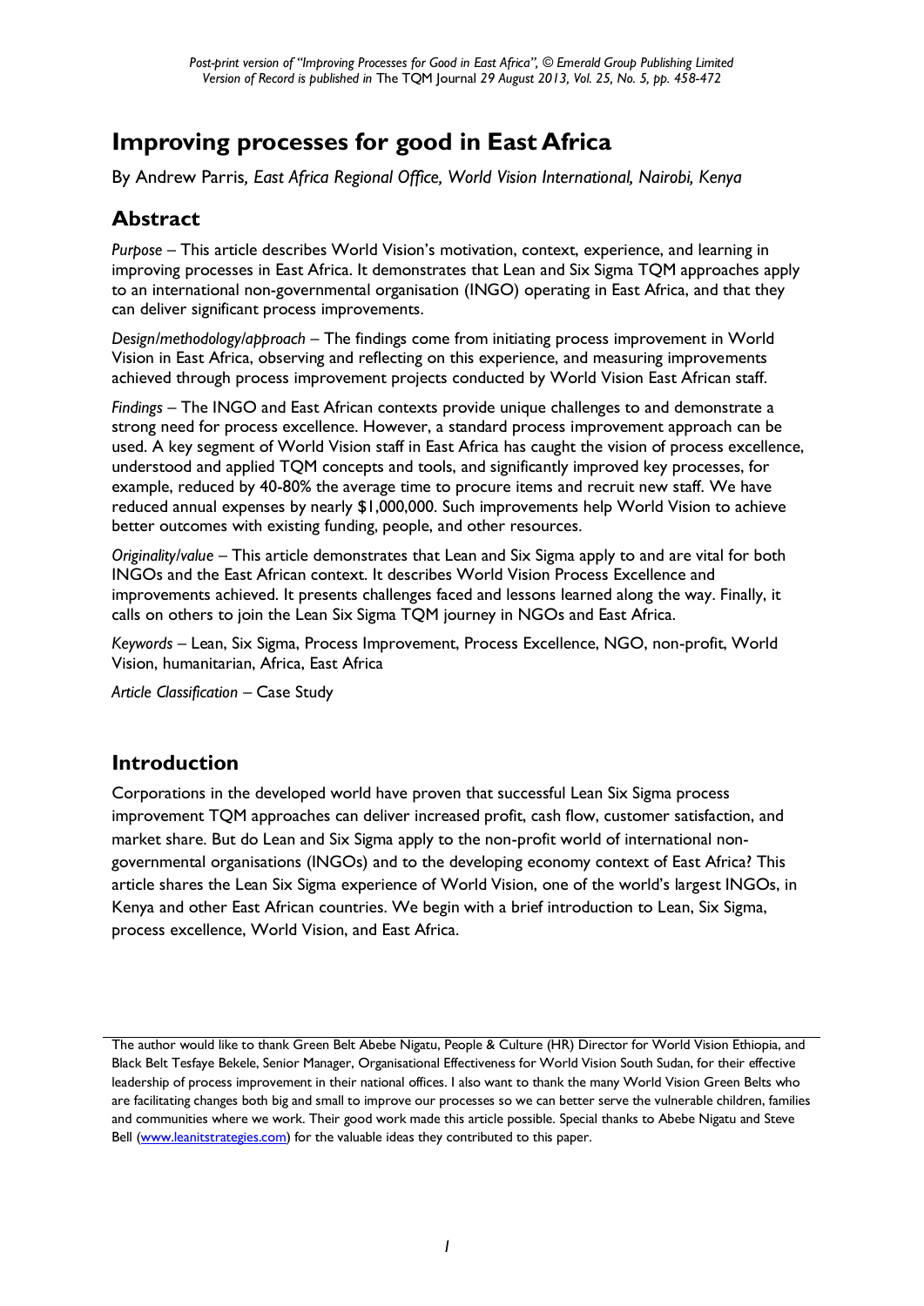*Post-print version of "Improving Processes for Good in East Africa", © Emerald Group Publishing Limited*
*Version of Record is published in* The TQM Journal *29 August 2013, Vol. 25, No. 5, pp. 458-472*

# Improving processes for good in East Africa

By Andrew Parris*, East Africa Regional Office, World Vision International, Nairobi, Kenya*

## Abstract

*Purpose* – This article describes World Vision's motivation, context, experience, and learning in improving processes in East Africa. It demonstrates that Lean and Six Sigma TQM approaches apply to an international non-governmental organisation (INGO) operating in East Africa, and that they can deliver significant process improvements.

*Design/methodology/approach* – The findings come from initiating process improvement in World Vision in East Africa, observing and reflecting on this experience, and measuring improvements achieved through process improvement projects conducted by World Vision East African staff.

*Findings* – The INGO and East African contexts provide unique challenges to and demonstrate a strong need for process excellence. However, a standard process improvement approach can be used. A key segment of World Vision staff in East Africa has caught the vision of process excellence, understood and applied TQM concepts and tools, and significantly improved key processes, for example, reduced by 40-80% the average time to procure items and recruit new staff. We have reduced annual expenses by nearly $1,000,000. Such improvements help World Vision to achieve better outcomes with existing funding, people, and other resources.

*Originality/value* – This article demonstrates that Lean and Six Sigma apply to and are vital for both INGOs and the East African context. It describes World Vision Process Excellence and improvements achieved. It presents challenges faced and lessons learned along the way. Finally, it calls on others to join the Lean Six Sigma TQM journey in NGOs and East Africa.

*Keywords* – Lean, Six Sigma, Process Improvement, Process Excellence, NGO, non-profit, World Vision, humanitarian, Africa, East Africa

*Article Classification* – Case Study

## Introduction

Corporations in the developed world have proven that successful Lean Six Sigma process improvement TQM approaches can deliver increased profit, cash flow, customer satisfaction, and market share. But do Lean and Six Sigma apply to the non-profit world of international non-governmental organisations (INGOs) and to the developing economy context of East Africa? This article shares the Lean Six Sigma experience of World Vision, one of the world's largest INGOs, in Kenya and other East African countries. We begin with a brief introduction to Lean, Six Sigma, process excellence, World Vision, and East Africa.

---

The author would like to thank Green Belt Abebe Nigatu, People & Culture (HR) Director for World Vision Ethiopia, and Black Belt Tesfaye Bekele, Senior Manager, Organisational Effectiveness for World Vision South Sudan, for their effective leadership of process improvement in their national offices. I also want to thank the many World Vision Green Belts who are facilitating changes both big and small to improve our processes so we can better serve the vulnerable children, families and communities where we work. Their good work made this article possible. Special thanks to Abebe Nigatu and Steve Bell (www.leanitstrategies.com) for the valuable ideas they contributed to this paper.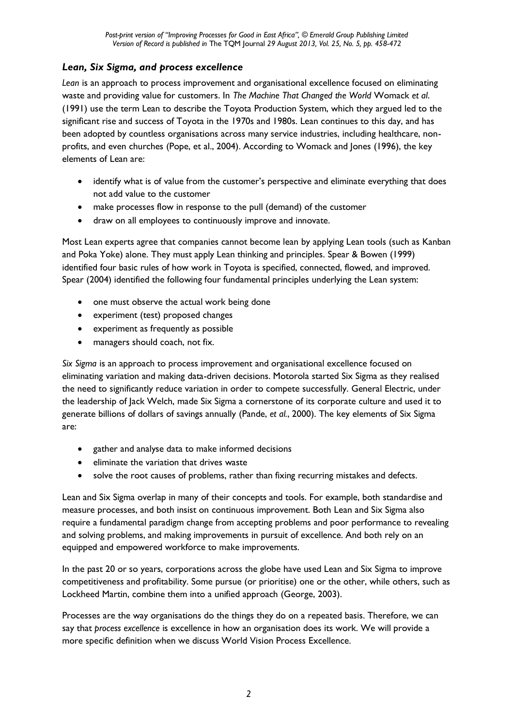### *Lean, Six Sigma, and process excellence*

*Lean* is an approach to process improvement and organisational excellence focused on eliminating waste and providing value for customers. In *The Machine That Changed the World* Womack *et al*. (1991) use the term Lean to describe the Toyota Production System, which they argued led to the significant rise and success of Toyota in the 1970s and 1980s. Lean continues to this day, and has been adopted by countless organisations across many service industries, including healthcare, non-profits, and even churches (Pope, et al., 2004). According to Womack and Jones (1996), the key elements of Lean are:

- identify what is of value from the customer's perspective and eliminate everything that does not add value to the customer
- make processes flow in response to the pull (demand) of the customer
- draw on all employees to continuously improve and innovate.

Most Lean experts agree that companies cannot become lean by applying Lean tools (such as Kanban and Poka Yoke) alone. They must apply Lean thinking and principles. Spear & Bowen (1999) identified four basic rules of how work in Toyota is specified, connected, flowed, and improved. Spear (2004) identified the following four fundamental principles underlying the Lean system:

- one must observe the actual work being done
- experiment (test) proposed changes
- experiment as frequently as possible
- managers should coach, not fix.

*Six Sigma* is an approach to process improvement and organisational excellence focused on eliminating variation and making data-driven decisions. Motorola started Six Sigma as they realised the need to significantly reduce variation in order to compete successfully. General Electric, under the leadership of Jack Welch, made Six Sigma a cornerstone of its corporate culture and used it to generate billions of dollars of savings annually (Pande, *et al.*, 2000). The key elements of Six Sigma are:

- gather and analyse data to make informed decisions
- eliminate the variation that drives waste
- solve the root causes of problems, rather than fixing recurring mistakes and defects.

Lean and Six Sigma overlap in many of their concepts and tools. For example, both standardise and measure processes, and both insist on continuous improvement. Both Lean and Six Sigma also require a fundamental paradigm change from accepting problems and poor performance to revealing and solving problems, and making improvements in pursuit of excellence. And both rely on an equipped and empowered workforce to make improvements.

In the past 20 or so years, corporations across the globe have used Lean and Six Sigma to improve competitiveness and profitability. Some pursue (or prioritise) one or the other, while others, such as Lockheed Martin, combine them into a unified approach (George, 2003).

Processes are the way organisations do the things they do on a repeated basis. Therefore, we can say that *process excellence* is excellence in how an organisation does its work. We will provide a more specific definition when we discuss World Vision Process Excellence.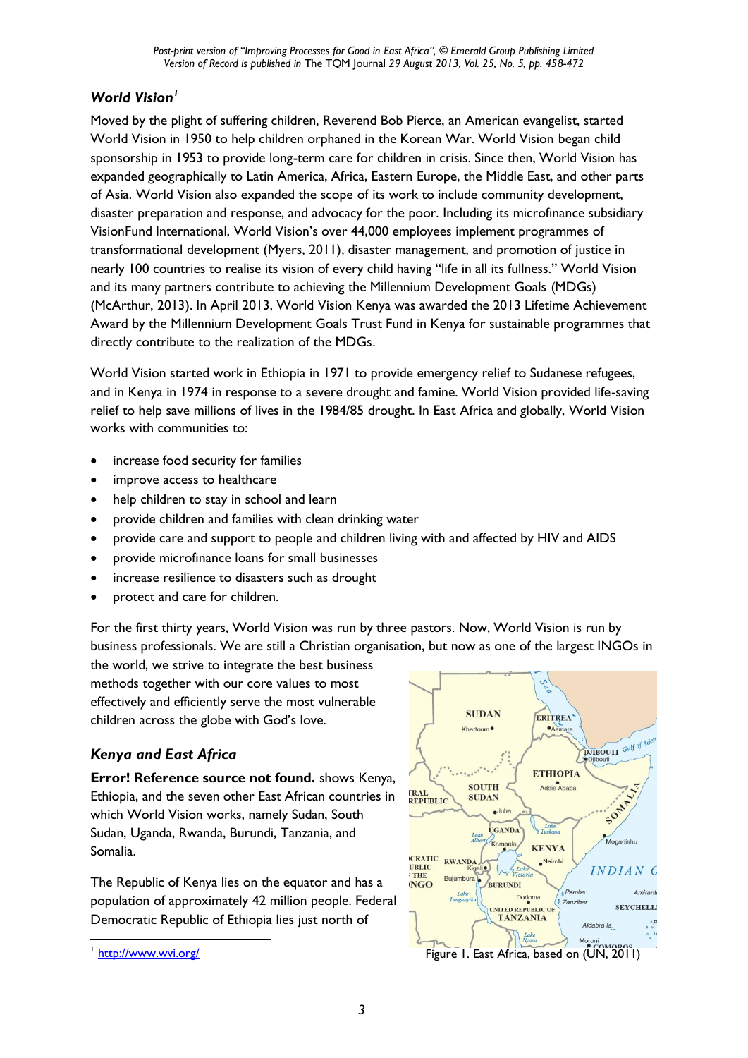## *World Vision*[1]

Moved by the plight of suffering children, Reverend Bob Pierce, an American evangelist, started World Vision in 1950 to help children orphaned in the Korean War. World Vision began child sponsorship in 1953 to provide long-term care for children in crisis. Since then, World Vision has expanded geographically to Latin America, Africa, Eastern Europe, the Middle East, and other parts of Asia. World Vision also expanded the scope of its work to include community development, disaster preparation and response, and advocacy for the poor. Including its microfinance subsidiary VisionFund International, World Vision's over 44,000 employees implement programmes of transformational development (Myers, 2011), disaster management, and promotion of justice in nearly 100 countries to realise its vision of every child having "life in all its fullness." World Vision and its many partners contribute to achieving the Millennium Development Goals (MDGs) (McArthur, 2013). In April 2013, World Vision Kenya was awarded the 2013 Lifetime Achievement Award by the Millennium Development Goals Trust Fund in Kenya for sustainable programmes that directly contribute to the realization of the MDGs.

World Vision started work in Ethiopia in 1971 to provide emergency relief to Sudanese refugees, and in Kenya in 1974 in response to a severe drought and famine. World Vision provided life-saving relief to help save millions of lives in the 1984/85 drought. In East Africa and globally, World Vision works with communities to:

- increase food security for families
- improve access to healthcare
- help children to stay in school and learn
- provide children and families with clean drinking water
- provide care and support to people and children living with and affected by HIV and AIDS
- provide microfinance loans for small businesses
- increase resilience to disasters such as drought
- protect and care for children.

For the first thirty years, World Vision was run by three pastors. Now, World Vision is run by business professionals. We are still a Christian organisation, but now as one of the largest INGOs in the world, we strive to integrate the best business methods together with our core values to most effectively and efficiently serve the most vulnerable children across the globe with God's love.

## *Kenya and East Africa*

**Error! Reference source not found.** shows Kenya, Ethiopia, and the seven other East African countries in which World Vision works, namely Sudan, South Sudan, Uganda, Rwanda, Burundi, Tanzania, and Somalia.

The Republic of Kenya lies on the equator and has a population of approximately 42 million people. Federal Democratic Republic of Ethiopia lies just north of

Figure 1. East Africa, based on (UN, 2011)

[1] http://www.wvi.org/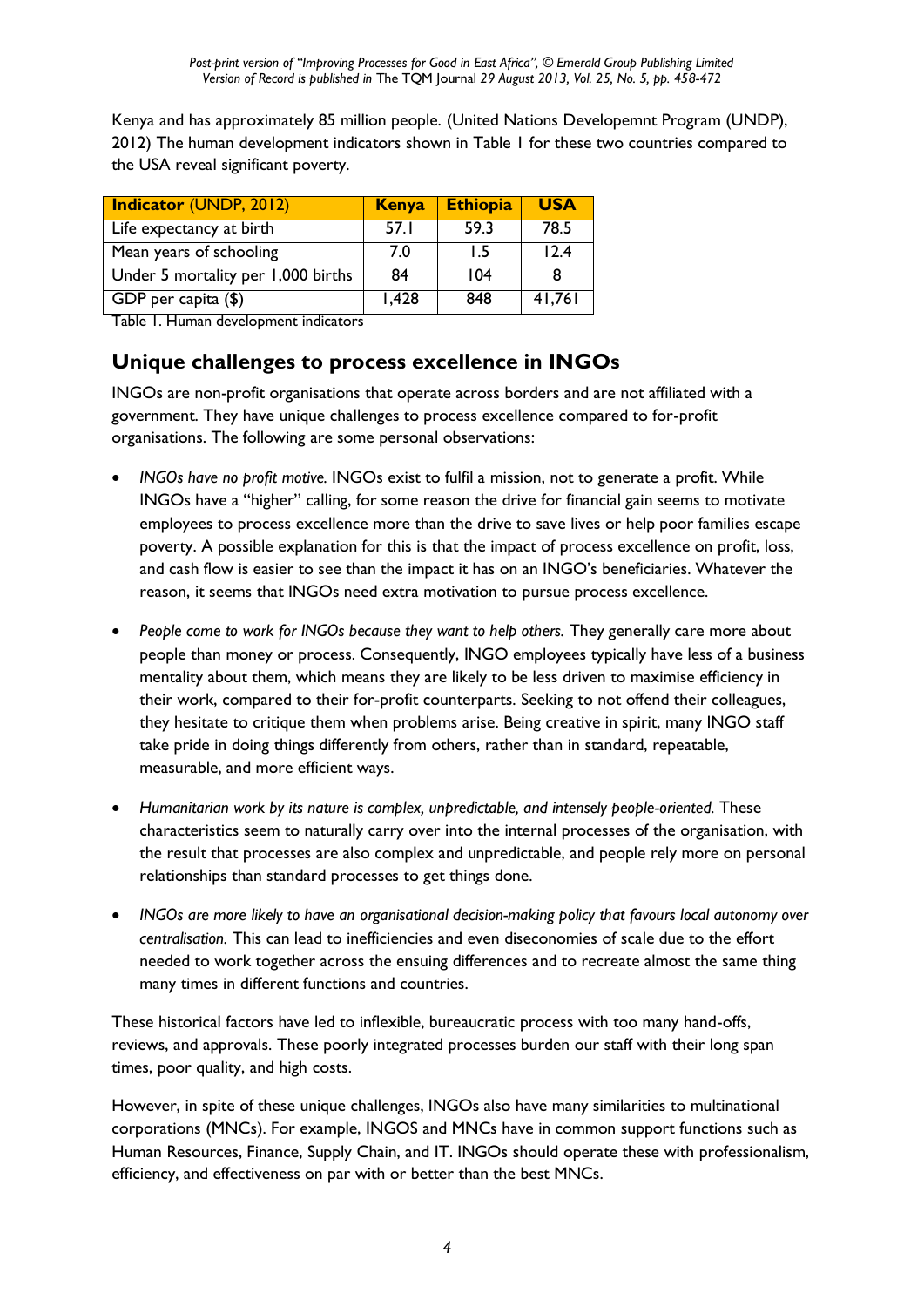Kenya and has approximately 85 million people. (United Nations Developemnt Program (UNDP), 2012) The human development indicators shown in Table 1 for these two countries compared to the USA reveal significant poverty.

| **Indicator** (UNDP, 2012) | **Kenya** | **Ethiopia** | **USA** |
|---|---|---|---|
| Life expectancy at birth | 57.1 | 59.3 | 78.5 |
| Mean years of schooling | 7.0 | 1.5 | 12.4 |
| Under 5 mortality per 1,000 births | 84 | 104 | 8 |
| GDP per capita ($) | 1,428 | 848 | 41,761 |

Table 1. Human development indicators

## Unique challenges to process excellence in INGOs

INGOs are non-profit organisations that operate across borders and are not affiliated with a government. They have unique challenges to process excellence compared to for-profit organisations. The following are some personal observations:

- *INGOs have no profit motive.* INGOs exist to fulfil a mission, not to generate a profit. While INGOs have a "higher" calling, for some reason the drive for financial gain seems to motivate employees to process excellence more than the drive to save lives or help poor families escape poverty. A possible explanation for this is that the impact of process excellence on profit, loss, and cash flow is easier to see than the impact it has on an INGO's beneficiaries. Whatever the reason, it seems that INGOs need extra motivation to pursue process excellence.

- *People come to work for INGOs because they want to help others.* They generally care more about people than money or process. Consequently, INGO employees typically have less of a business mentality about them, which means they are likely to be less driven to maximise efficiency in their work, compared to their for-profit counterparts. Seeking to not offend their colleagues, they hesitate to critique them when problems arise. Being creative in spirit, many INGO staff take pride in doing things differently from others, rather than in standard, repeatable, measurable, and more efficient ways.

- *Humanitarian work by its nature is complex, unpredictable, and intensely people-oriented.* These characteristics seem to naturally carry over into the internal processes of the organisation, with the result that processes are also complex and unpredictable, and people rely more on personal relationships than standard processes to get things done.

- *INGOs are more likely to have an organisational decision-making policy that favours local autonomy over centralisation.* This can lead to inefficiencies and even diseconomies of scale due to the effort needed to work together across the ensuing differences and to recreate almost the same thing many times in different functions and countries.

These historical factors have led to inflexible, bureaucratic process with too many hand-offs, reviews, and approvals. These poorly integrated processes burden our staff with their long span times, poor quality, and high costs.

However, in spite of these unique challenges, INGOs also have many similarities to multinational corporations (MNCs). For example, INGOS and MNCs have in common support functions such as Human Resources, Finance, Supply Chain, and IT. INGOs should operate these with professionalism, efficiency, and effectiveness on par with or better than the best MNCs.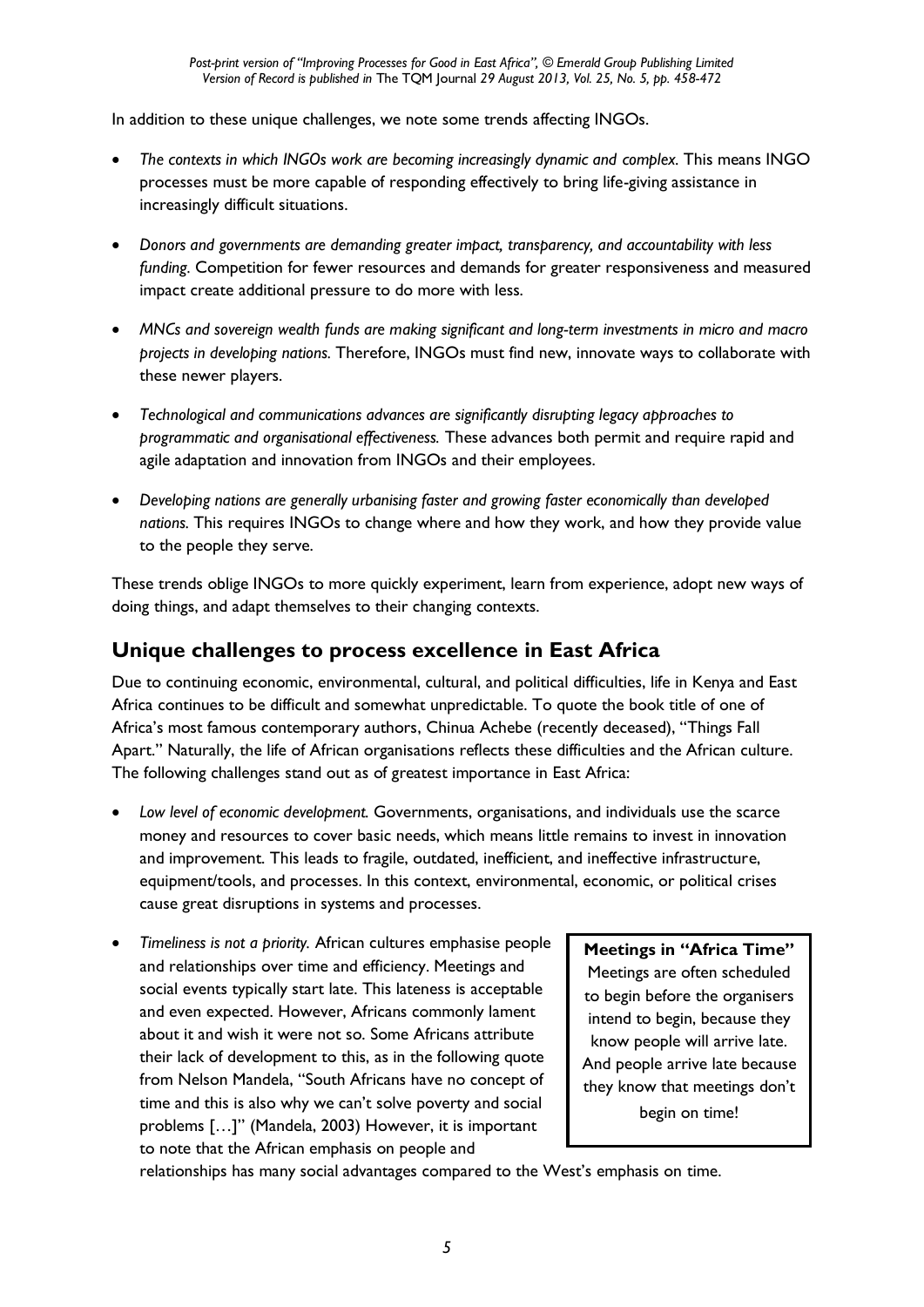In addition to these unique challenges, we note some trends affecting INGOs.

- *The contexts in which INGOs work are becoming increasingly dynamic and complex.* This means INGO processes must be more capable of responding effectively to bring life-giving assistance in increasingly difficult situations.
- *Donors and governments are demanding greater impact, transparency, and accountability with less funding.* Competition for fewer resources and demands for greater responsiveness and measured impact create additional pressure to do more with less.
- *MNCs and sovereign wealth funds are making significant and long-term investments in micro and macro projects in developing nations.* Therefore, INGOs must find new, innovate ways to collaborate with these newer players.
- *Technological and communications advances are significantly disrupting legacy approaches to programmatic and organisational effectiveness.* These advances both permit and require rapid and agile adaptation and innovation from INGOs and their employees.
- *Developing nations are generally urbanising faster and growing faster economically than developed nations.* This requires INGOs to change where and how they work, and how they provide value to the people they serve.

These trends oblige INGOs to more quickly experiment, learn from experience, adopt new ways of doing things, and adapt themselves to their changing contexts.

## Unique challenges to process excellence in East Africa

Due to continuing economic, environmental, cultural, and political difficulties, life in Kenya and East Africa continues to be difficult and somewhat unpredictable. To quote the book title of one of Africa's most famous contemporary authors, Chinua Achebe (recently deceased), "Things Fall Apart." Naturally, the life of African organisations reflects these difficulties and the African culture. The following challenges stand out as of greatest importance in East Africa:

- *Low level of economic development.* Governments, organisations, and individuals use the scarce money and resources to cover basic needs, which means little remains to invest in innovation and improvement. This leads to fragile, outdated, inefficient, and ineffective infrastructure, equipment/tools, and processes. In this context, environmental, economic, or political crises cause great disruptions in systems and processes.
- *Timeliness is not a priority.* African cultures emphasise people and relationships over time and efficiency. Meetings and social events typically start late. This lateness is acceptable and even expected. However, Africans commonly lament about it and wish it were not so. Some Africans attribute their lack of development to this, as in the following quote from Nelson Mandela, "South Africans have no concept of time and this is also why we can't solve poverty and social problems […]" (Mandela, 2003) However, it is important to note that the African emphasis on people and relationships has many social advantages compared to the West's emphasis on time.

> **Meetings in "Africa Time"**
> Meetings are often scheduled to begin before the organisers intend to begin, because they know people will arrive late. And people arrive late because they know that meetings don't begin on time!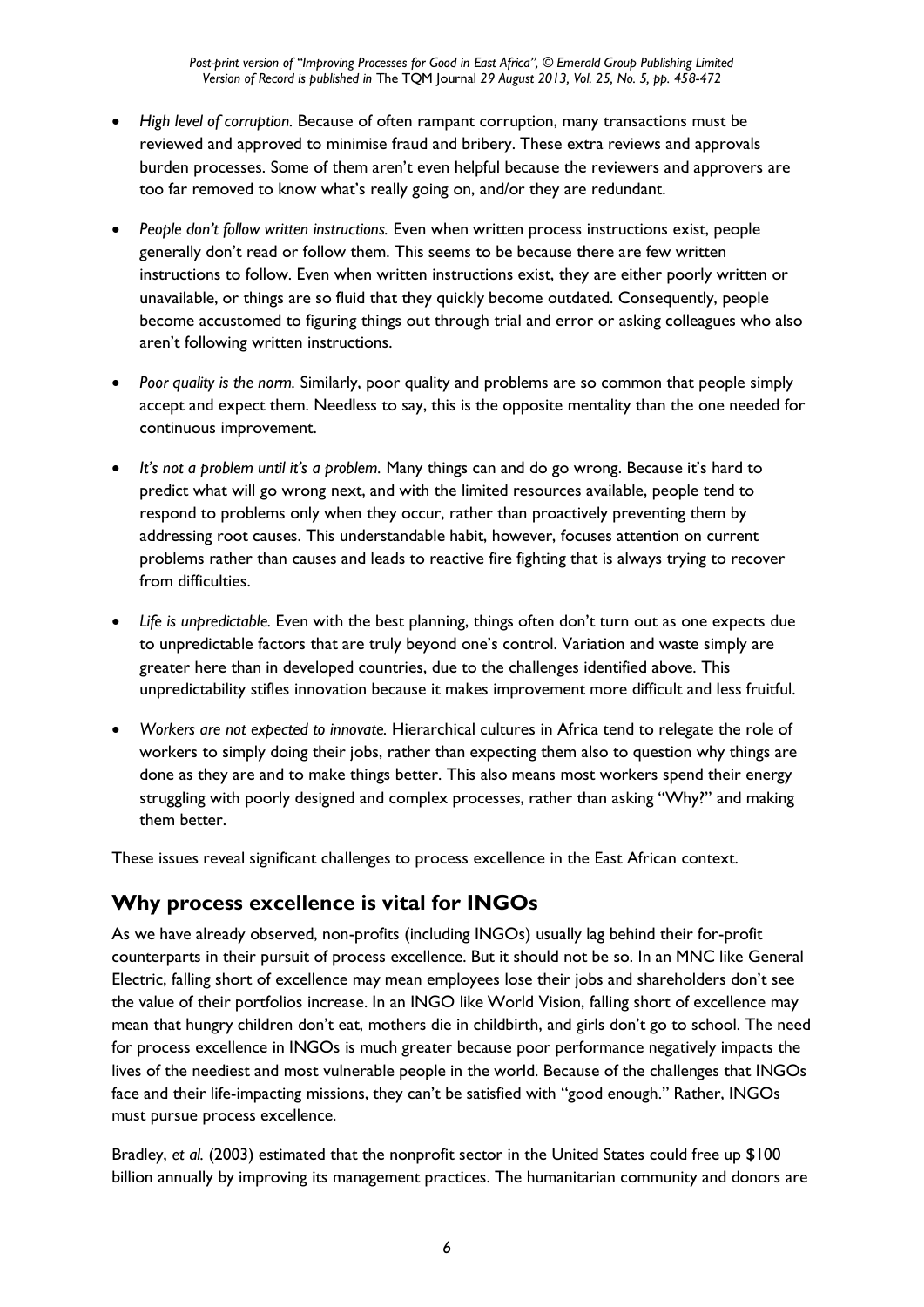- *High level of corruption*. Because of often rampant corruption, many transactions must be reviewed and approved to minimise fraud and bribery. These extra reviews and approvals burden processes. Some of them aren't even helpful because the reviewers and approvers are too far removed to know what's really going on, and/or they are redundant.

- *People don't follow written instructions.* Even when written process instructions exist, people generally don't read or follow them. This seems to be because there are few written instructions to follow. Even when written instructions exist, they are either poorly written or unavailable, or things are so fluid that they quickly become outdated. Consequently, people become accustomed to figuring things out through trial and error or asking colleagues who also aren't following written instructions.

- *Poor quality is the norm.* Similarly, poor quality and problems are so common that people simply accept and expect them. Needless to say, this is the opposite mentality than the one needed for continuous improvement.

- *It's not a problem until it's a problem.* Many things can and do go wrong. Because it's hard to predict what will go wrong next, and with the limited resources available, people tend to respond to problems only when they occur, rather than proactively preventing them by addressing root causes. This understandable habit, however, focuses attention on current problems rather than causes and leads to reactive fire fighting that is always trying to recover from difficulties.

- *Life is unpredictable.* Even with the best planning, things often don't turn out as one expects due to unpredictable factors that are truly beyond one's control. Variation and waste simply are greater here than in developed countries, due to the challenges identified above. This unpredictability stifles innovation because it makes improvement more difficult and less fruitful.

- *Workers are not expected to innovate.* Hierarchical cultures in Africa tend to relegate the role of workers to simply doing their jobs, rather than expecting them also to question why things are done as they are and to make things better. This also means most workers spend their energy struggling with poorly designed and complex processes, rather than asking "Why?" and making them better.

These issues reveal significant challenges to process excellence in the East African context.

## Why process excellence is vital for INGOs

As we have already observed, non-profits (including INGOs) usually lag behind their for-profit counterparts in their pursuit of process excellence. But it should not be so. In an MNC like General Electric, falling short of excellence may mean employees lose their jobs and shareholders don't see the value of their portfolios increase. In an INGO like World Vision, falling short of excellence may mean that hungry children don't eat, mothers die in childbirth, and girls don't go to school. The need for process excellence in INGOs is much greater because poor performance negatively impacts the lives of the neediest and most vulnerable people in the world. Because of the challenges that INGOs face and their life-impacting missions, they can't be satisfied with "good enough." Rather, INGOs must pursue process excellence.

Bradley, *et al.* (2003) estimated that the nonprofit sector in the United States could free up $100 billion annually by improving its management practices. The humanitarian community and donors are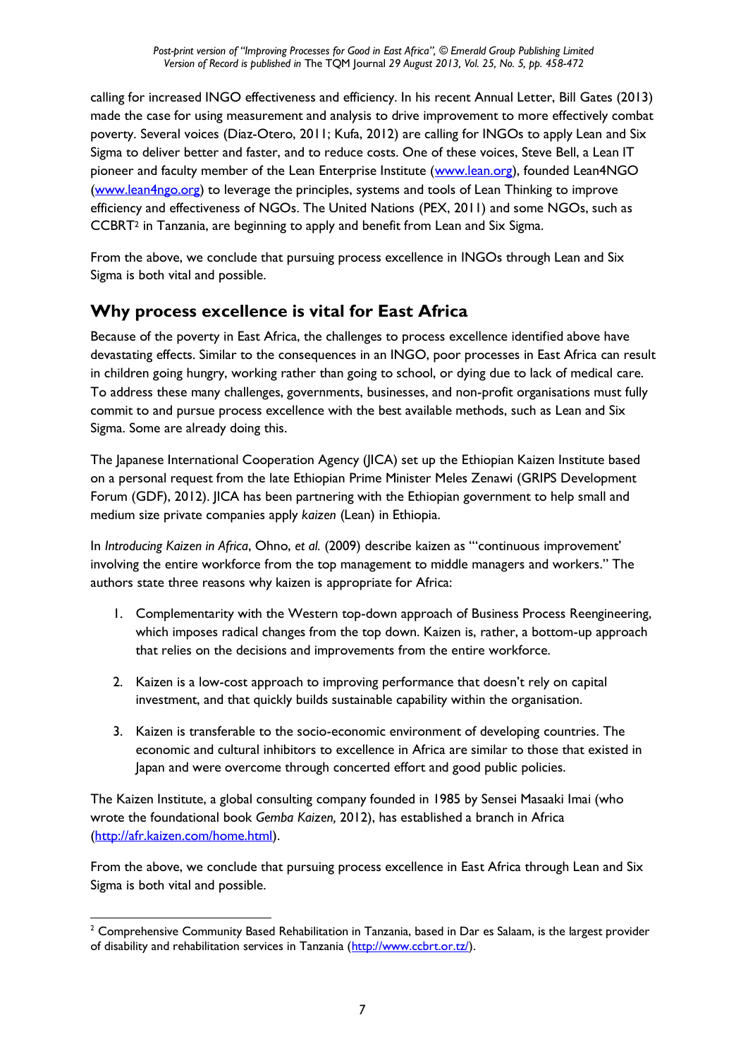calling for increased INGO effectiveness and efficiency. In his recent Annual Letter, Bill Gates (2013) made the case for using measurement and analysis to drive improvement to more effectively combat poverty. Several voices (Diaz-Otero, 2011; Kufa, 2012) are calling for INGOs to apply Lean and Six Sigma to deliver better and faster, and to reduce costs. One of these voices, Steve Bell, a Lean IT pioneer and faculty member of the Lean Enterprise Institute (www.lean.org), founded Lean4NGO (www.lean4ngo.org) to leverage the principles, systems and tools of Lean Thinking to improve efficiency and effectiveness of NGOs. The United Nations (PEX, 2011) and some NGOs, such as CCBRT[2] in Tanzania, are beginning to apply and benefit from Lean and Six Sigma.

From the above, we conclude that pursuing process excellence in INGOs through Lean and Six Sigma is both vital and possible.

## Why process excellence is vital for East Africa

Because of the poverty in East Africa, the challenges to process excellence identified above have devastating effects. Similar to the consequences in an INGO, poor processes in East Africa can result in children going hungry, working rather than going to school, or dying due to lack of medical care. To address these many challenges, governments, businesses, and non-profit organisations must fully commit to and pursue process excellence with the best available methods, such as Lean and Six Sigma. Some are already doing this.

The Japanese International Cooperation Agency (JICA) set up the Ethiopian Kaizen Institute based on a personal request from the late Ethiopian Prime Minister Meles Zenawi (GRIPS Development Forum (GDF), 2012). JICA has been partnering with the Ethiopian government to help small and medium size private companies apply *kaizen* (Lean) in Ethiopia.

In *Introducing Kaizen in Africa*, Ohno, *et al.* (2009) describe kaizen as "'continuous improvement' involving the entire workforce from the top management to middle managers and workers." The authors state three reasons why kaizen is appropriate for Africa:

1. Complementarity with the Western top-down approach of Business Process Reengineering, which imposes radical changes from the top down. Kaizen is, rather, a bottom-up approach that relies on the decisions and improvements from the entire workforce.

2. Kaizen is a low-cost approach to improving performance that doesn't rely on capital investment, and that quickly builds sustainable capability within the organisation.

3. Kaizen is transferable to the socio-economic environment of developing countries. The economic and cultural inhibitors to excellence in Africa are similar to those that existed in Japan and were overcome through concerted effort and good public policies.

The Kaizen Institute, a global consulting company founded in 1985 by Sensei Masaaki Imai (who wrote the foundational book *Gemba Kaizen,* 2012), has established a branch in Africa (http://afr.kaizen.com/home.html).

From the above, we conclude that pursuing process excellence in East Africa through Lean and Six Sigma is both vital and possible.

---

[2] Comprehensive Community Based Rehabilitation in Tanzania, based in Dar es Salaam, is the largest provider of disability and rehabilitation services in Tanzania (http://www.ccbrt.or.tz/).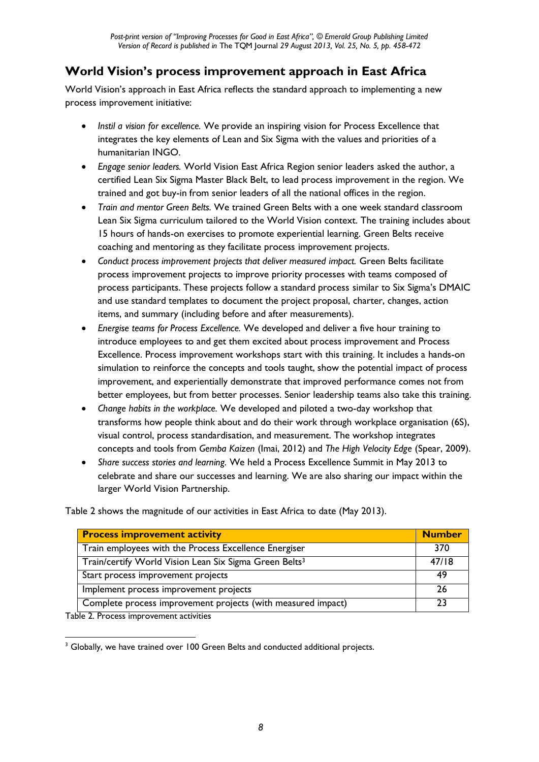## World Vision's process improvement approach in East Africa

World Vision's approach in East Africa reflects the standard approach to implementing a new process improvement initiative:

- *Instil a vision for excellence.* We provide an inspiring vision for Process Excellence that integrates the key elements of Lean and Six Sigma with the values and priorities of a humanitarian INGO.
- *Engage senior leaders.* World Vision East Africa Region senior leaders asked the author, a certified Lean Six Sigma Master Black Belt, to lead process improvement in the region. We trained and got buy-in from senior leaders of all the national offices in the region.
- *Train and mentor Green Belts.* We trained Green Belts with a one week standard classroom Lean Six Sigma curriculum tailored to the World Vision context. The training includes about 15 hours of hands-on exercises to promote experiential learning. Green Belts receive coaching and mentoring as they facilitate process improvement projects.
- *Conduct process improvement projects that deliver measured impact.* Green Belts facilitate process improvement projects to improve priority processes with teams composed of process participants. These projects follow a standard process similar to Six Sigma's DMAIC and use standard templates to document the project proposal, charter, changes, action items, and summary (including before and after measurements).
- *Energise teams for Process Excellence.* We developed and deliver a five hour training to introduce employees to and get them excited about process improvement and Process Excellence. Process improvement workshops start with this training. It includes a hands-on simulation to reinforce the concepts and tools taught, show the potential impact of process improvement, and experientially demonstrate that improved performance comes not from better employees, but from better processes. Senior leadership teams also take this training.
- *Change habits in the workplace.* We developed and piloted a two-day workshop that transforms how people think about and do their work through workplace organisation (6S), visual control, process standardisation, and measurement. The workshop integrates concepts and tools from *Gemba Kaizen* (Imai, 2012) and *The High Velocity Edge* (Spear, 2009).
- *Share success stories and learning.* We held a Process Excellence Summit in May 2013 to celebrate and share our successes and learning. We are also sharing our impact within the larger World Vision Partnership.

Table 2 shows the magnitude of our activities in East Africa to date (May 2013).

| Process improvement activity | Number |
|---|---|
| Train employees with the Process Excellence Energiser | 370 |
| Train/certify World Vision Lean Six Sigma Green Belts[3] | 47/18 |
| Start process improvement projects | 49 |
| Implement process improvement projects | 26 |
| Complete process improvement projects (with measured impact) | 23 |

Table 2. Process improvement activities

[3] Globally, we have trained over 100 Green Belts and conducted additional projects.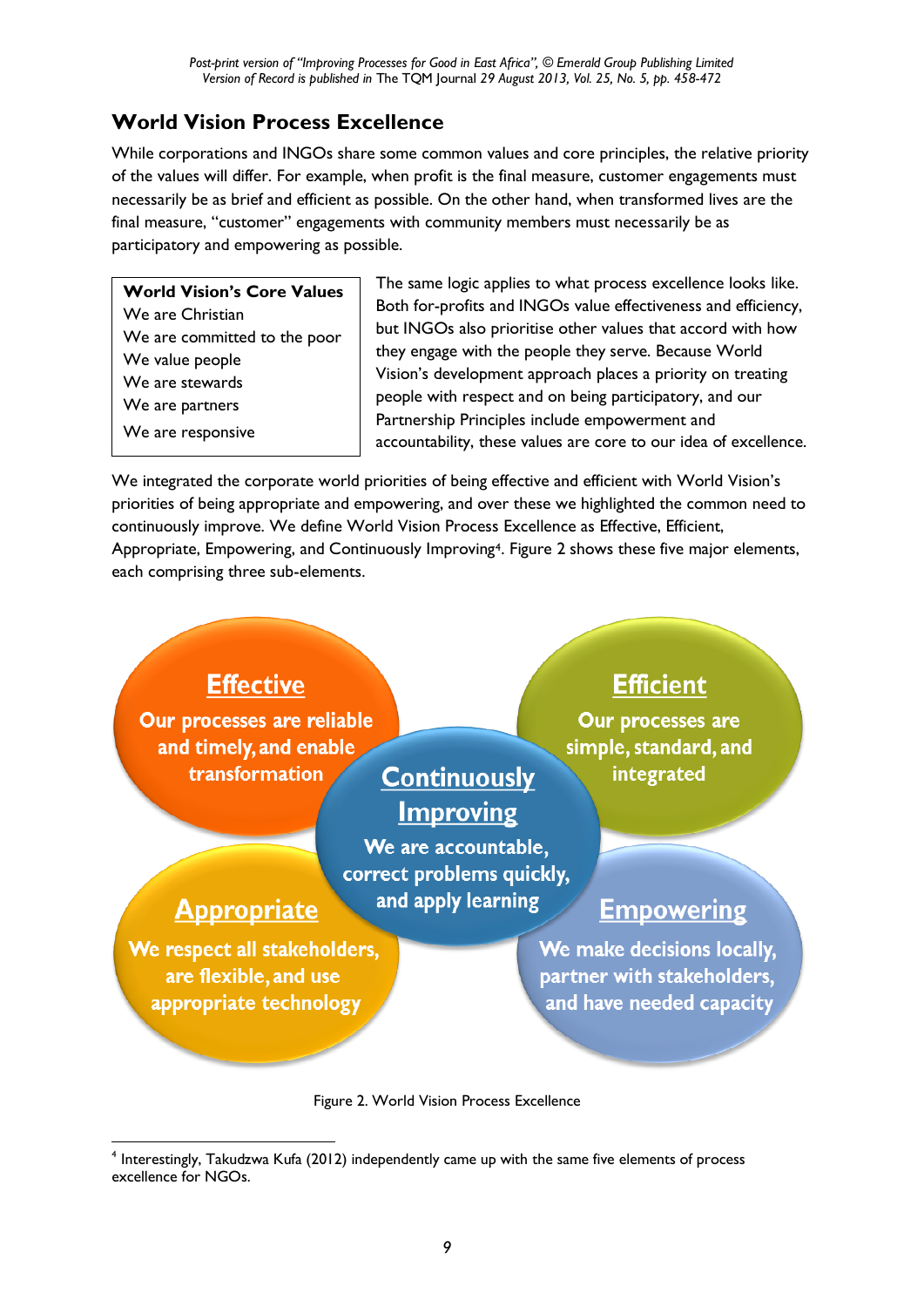## World Vision Process Excellence

While corporations and INGOs share some common values and core principles, the relative priority of the values will differ. For example, when profit is the final measure, customer engagements must necessarily be as brief and efficient as possible. On the other hand, when transformed lives are the final measure, "customer" engagements with community members must necessarily be as participatory and empowering as possible.

| **World Vision's Core Values** |
|---|
| We are Christian |
| We are committed to the poor |
| We value people |
| We are stewards |
| We are partners |
| We are responsive |

The same logic applies to what process excellence looks like. Both for-profits and INGOs value effectiveness and efficiency, but INGOs also prioritise other values that accord with how they engage with the people they serve. Because World Vision's development approach places a priority on treating people with respect and on being participatory, and our Partnership Principles include empowerment and accountability, these values are core to our idea of excellence.

We integrated the corporate world priorities of being effective and efficient with World Vision's priorities of being appropriate and empowering, and over these we highlighted the common need to continuously improve. We define World Vision Process Excellence as Effective, Efficient, Appropriate, Empowering, and Continuously Improving[4]. Figure 2 shows these five major elements, each comprising three sub-elements.

**Effective**
Our processes are reliable and timely, and enable transformation

**Efficient**
Our processes are simple, standard, and integrated

**Continuously Improving**
We are accountable, correct problems quickly, and apply learning

**Appropriate**
We respect all stakeholders, are flexible, and use appropriate technology

**Empowering**
We make decisions locally, partner with stakeholders, and have needed capacity

Figure 2. World Vision Process Excellence

[4] Interestingly, Takudzwa Kufa (2012) independently came up with the same five elements of process excellence for NGOs.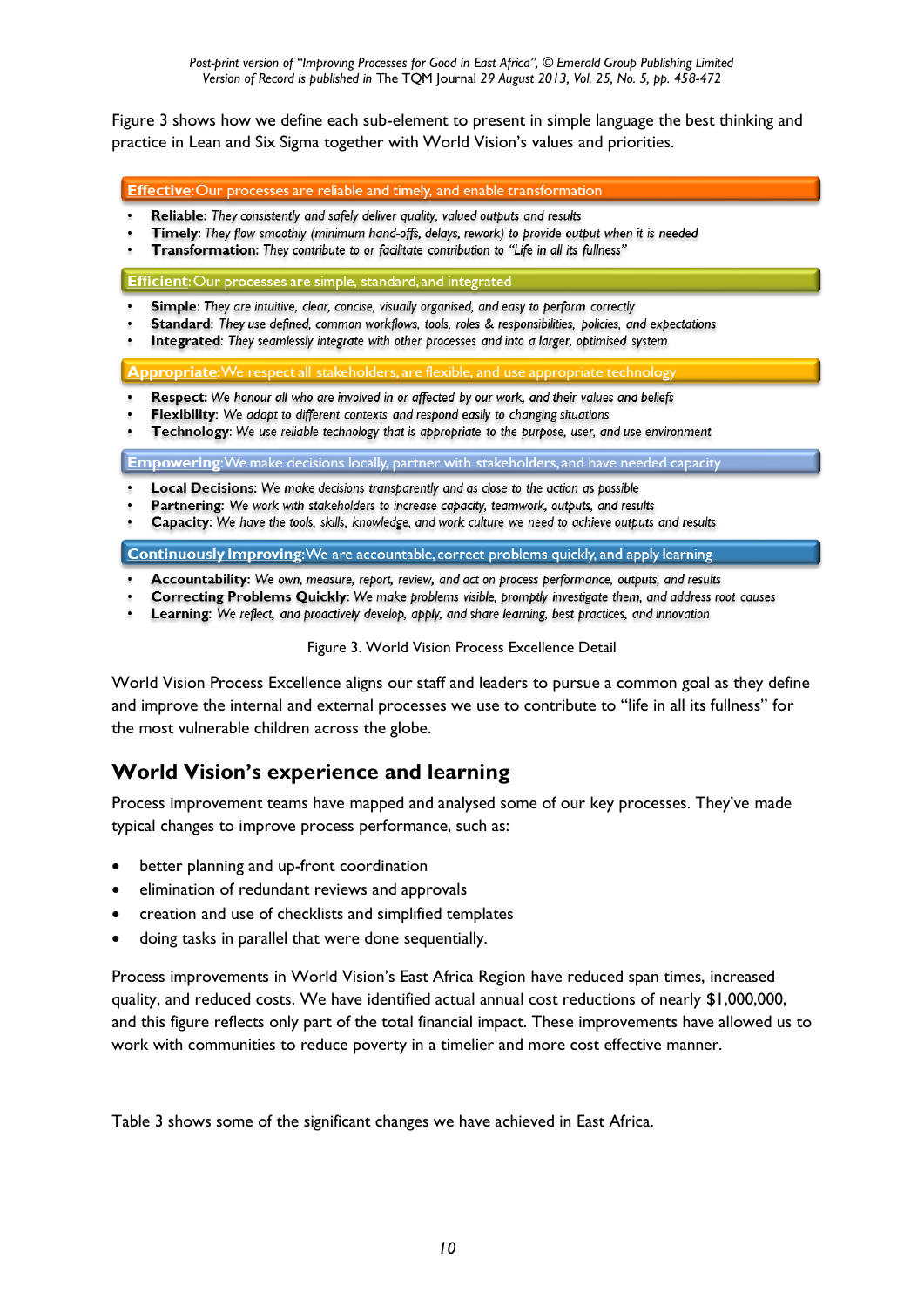Figure 3 shows how we define each sub-element to present in simple language the best thinking and practice in Lean and Six Sigma together with World Vision's values and priorities.

**Effective**: Our processes are reliable and timely, and enable transformation

- **Reliable**: *They consistently and safely deliver quality, valued outputs and results*
- **Timely**: *They flow smoothly (minimum hand-offs, delays, rework) to provide output when it is needed*
- **Transformation**: *They contribute to or facilitate contribution to "Life in all its fullness"*

**Efficient**: Our processes are simple, standard, and integrated

- **Simple**: *They are intuitive, clear, concise, visually organised, and easy to perform correctly*
- **Standard**: *They use defined, common workflows, tools, roles & responsibilities, policies, and expectations*
- **Integrated**: *They seamlessly integrate with other processes and into a larger, optimised system*

**Appropriate**: We respect all stakeholders, are flexible, and use appropriate technology

- **Respect**: *We honour all who are involved in or affected by our work, and their values and beliefs*
- **Flexibility**: *We adapt to different contexts and respond easily to changing situations*
- **Technology**: *We use reliable technology that is appropriate to the purpose, user, and use environment*

**Empowering**: We make decisions locally, partner with stakeholders, and have needed capacity

- **Local Decisions**: *We make decisions transparently and as close to the action as possible*
- **Partnering**: *We work with stakeholders to increase capacity, teamwork, outputs, and results*
- **Capacity**: *We have the tools, skills, knowledge, and work culture we need to achieve outputs and results*

**Continuously Improving**: We are accountable, correct problems quickly, and apply learning

- **Accountability**: *We own, measure, report, review, and act on process performance, outputs, and results*
- **Correcting Problems Quickly**: *We make problems visible, promptly investigate them, and address root causes*
- **Learning**: *We reflect, and proactively develop, apply, and share learning, best practices, and innovation*

Figure 3. World Vision Process Excellence Detail

World Vision Process Excellence aligns our staff and leaders to pursue a common goal as they define and improve the internal and external processes we use to contribute to "life in all its fullness" for the most vulnerable children across the globe.

## World Vision's experience and learning

Process improvement teams have mapped and analysed some of our key processes. They've made typical changes to improve process performance, such as:

- better planning and up-front coordination
- elimination of redundant reviews and approvals
- creation and use of checklists and simplified templates
- doing tasks in parallel that were done sequentially.

Process improvements in World Vision's East Africa Region have reduced span times, increased quality, and reduced costs. We have identified actual annual cost reductions of nearly $1,000,000, and this figure reflects only part of the total financial impact. These improvements have allowed us to work with communities to reduce poverty in a timelier and more cost effective manner.

Table 3 shows some of the significant changes we have achieved in East Africa.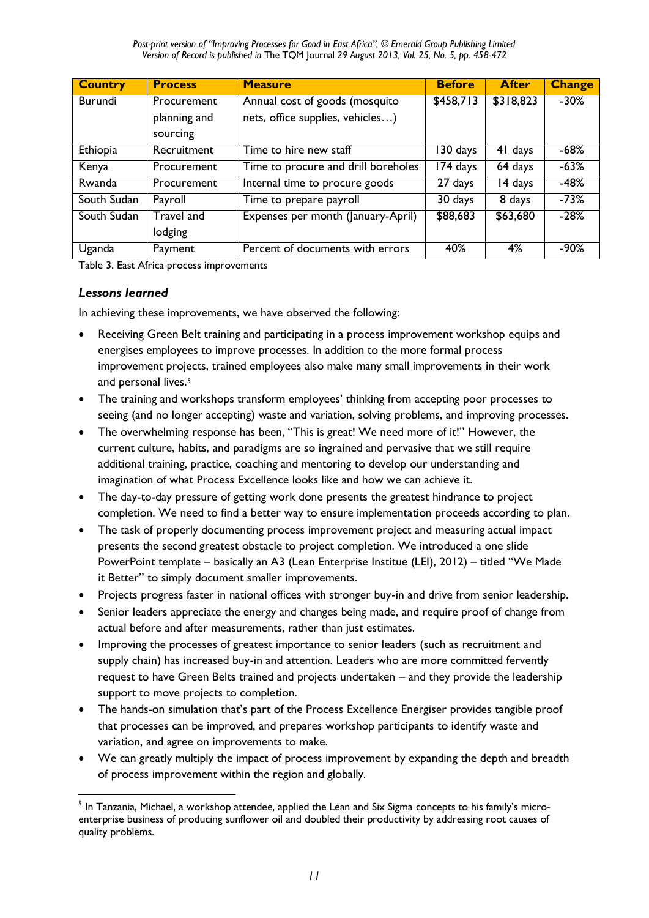| Country | Process | Measure | Before | After | Change |
|---|---|---|---|---|---|
| Burundi | Procurement planning and sourcing | Annual cost of goods (mosquito nets, office supplies, vehicles…) | $458,713 | $318,823 | -30% |
| Ethiopia | Recruitment | Time to hire new staff | 130 days | 41 days | -68% |
| Kenya | Procurement | Time to procure and drill boreholes | 174 days | 64 days | -63% |
| Rwanda | Procurement | Internal time to procure goods | 27 days | 14 days | -48% |
| South Sudan | Payroll | Time to prepare payroll | 30 days | 8 days | -73% |
| South Sudan | Travel and lodging | Expenses per month (January-April) | $88,683 | $63,680 | -28% |
| Uganda | Payment | Percent of documents with errors | 40% | 4% | -90% |

Table 3. East Africa process improvements

### *Lessons learned*

In achieving these improvements, we have observed the following:

- Receiving Green Belt training and participating in a process improvement workshop equips and energises employees to improve processes. In addition to the more formal process improvement projects, trained employees also make many small improvements in their work and personal lives.[5]
- The training and workshops transform employees' thinking from accepting poor processes to seeing (and no longer accepting) waste and variation, solving problems, and improving processes.
- The overwhelming response has been, "This is great! We need more of it!" However, the current culture, habits, and paradigms are so ingrained and pervasive that we still require additional training, practice, coaching and mentoring to develop our understanding and imagination of what Process Excellence looks like and how we can achieve it.
- The day-to-day pressure of getting work done presents the greatest hindrance to project completion. We need to find a better way to ensure implementation proceeds according to plan.
- The task of properly documenting process improvement project and measuring actual impact presents the second greatest obstacle to project completion. We introduced a one slide PowerPoint template – basically an A3 (Lean Enterprise Institue (LEI), 2012) – titled "We Made it Better" to simply document smaller improvements.
- Projects progress faster in national offices with stronger buy-in and drive from senior leadership.
- Senior leaders appreciate the energy and changes being made, and require proof of change from actual before and after measurements, rather than just estimates.
- Improving the processes of greatest importance to senior leaders (such as recruitment and supply chain) has increased buy-in and attention. Leaders who are more committed fervently request to have Green Belts trained and projects undertaken – and they provide the leadership support to move projects to completion.
- The hands-on simulation that's part of the Process Excellence Energiser provides tangible proof that processes can be improved, and prepares workshop participants to identify waste and variation, and agree on improvements to make.
- We can greatly multiply the impact of process improvement by expanding the depth and breadth of process improvement within the region and globally.

[5] In Tanzania, Michael, a workshop attendee, applied the Lean and Six Sigma concepts to his family's micro-enterprise business of producing sunflower oil and doubled their productivity by addressing root causes of quality problems.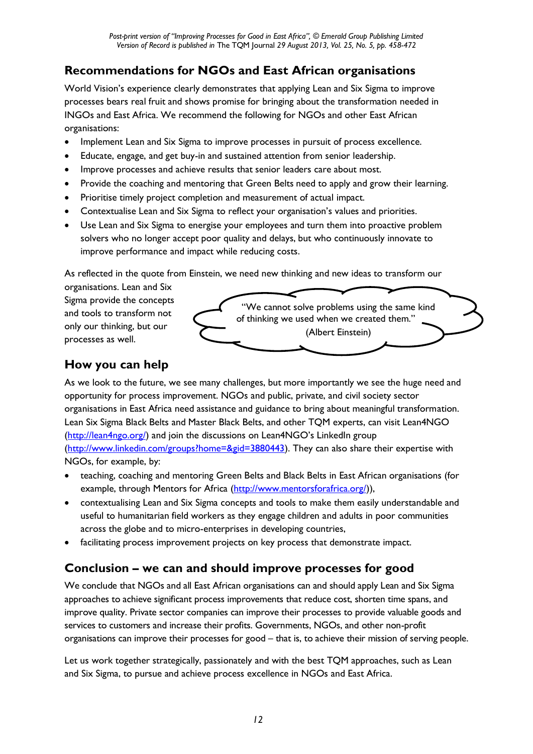## Recommendations for NGOs and East African organisations

World Vision's experience clearly demonstrates that applying Lean and Six Sigma to improve processes bears real fruit and shows promise for bringing about the transformation needed in INGOs and East Africa. We recommend the following for NGOs and other East African organisations:

- Implement Lean and Six Sigma to improve processes in pursuit of process excellence.
- Educate, engage, and get buy-in and sustained attention from senior leadership.
- Improve processes and achieve results that senior leaders care about most.
- Provide the coaching and mentoring that Green Belts need to apply and grow their learning.
- Prioritise timely project completion and measurement of actual impact.
- Contextualise Lean and Six Sigma to reflect your organisation's values and priorities.
- Use Lean and Six Sigma to energise your employees and turn them into proactive problem solvers who no longer accept poor quality and delays, but who continuously innovate to improve performance and impact while reducing costs.

As reflected in the quote from Einstein, we need new thinking and new ideas to transform our organisations. Lean and Six Sigma provide the concepts and tools to transform not only our thinking, but our processes as well.

> "We cannot solve problems using the same kind of thinking we used when we created them."
> (Albert Einstein)

## How you can help

As we look to the future, we see many challenges, but more importantly we see the huge need and opportunity for process improvement. NGOs and public, private, and civil society sector organisations in East Africa need assistance and guidance to bring about meaningful transformation. Lean Six Sigma Black Belts and Master Black Belts, and other TQM experts, can visit Lean4NGO (http://lean4ngo.org/) and join the discussions on Lean4NGO's LinkedIn group (http://www.linkedin.com/groups?home=&gid=3880443). They can also share their expertise with NGOs, for example, by:

- teaching, coaching and mentoring Green Belts and Black Belts in East African organisations (for example, through Mentors for Africa (http://www.mentorsforafrica.org/)),
- contextualising Lean and Six Sigma concepts and tools to make them easily understandable and useful to humanitarian field workers as they engage children and adults in poor communities across the globe and to micro-enterprises in developing countries,
- facilitating process improvement projects on key process that demonstrate impact.

## Conclusion – we can and should improve processes for good

We conclude that NGOs and all East African organisations can and should apply Lean and Six Sigma approaches to achieve significant process improvements that reduce cost, shorten time spans, and improve quality. Private sector companies can improve their processes to provide valuable goods and services to customers and increase their profits. Governments, NGOs, and other non-profit organisations can improve their processes for good – that is, to achieve their mission of serving people.

Let us work together strategically, passionately and with the best TQM approaches, such as Lean and Six Sigma, to pursue and achieve process excellence in NGOs and East Africa.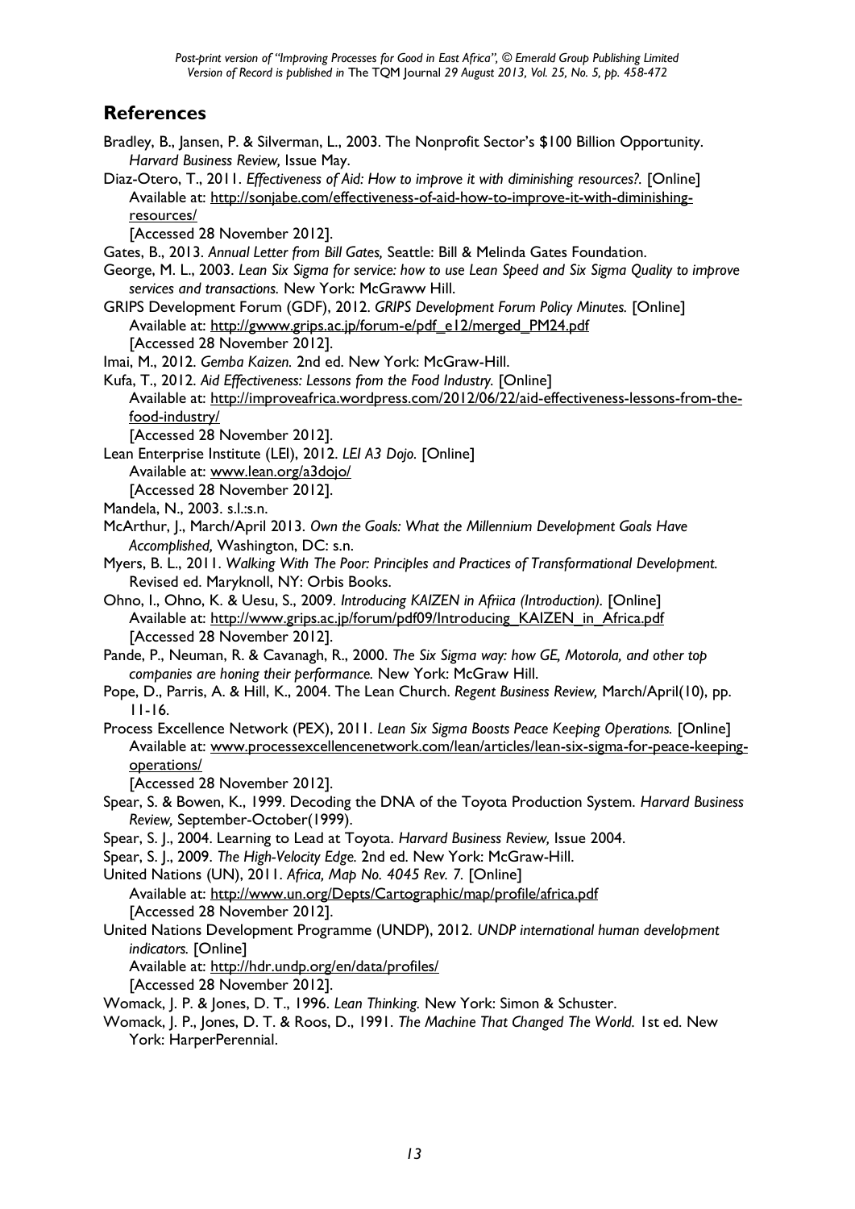## References

Bradley, B., Jansen, P. & Silverman, L., 2003. The Nonprofit Sector's $100 Billion Opportunity. *Harvard Business Review,* Issue May.

Diaz-Otero, T., 2011. *Effectiveness of Aid: How to improve it with diminishing resources?.* [Online] Available at: http://sonjabe.com/effectiveness-of-aid-how-to-improve-it-with-diminishing-resources/
[Accessed 28 November 2012].

Gates, B., 2013. *Annual Letter from Bill Gates,* Seattle: Bill & Melinda Gates Foundation.

George, M. L., 2003. *Lean Six Sigma for service: how to use Lean Speed and Six Sigma Quality to improve services and transactions.* New York: McGraww Hill.

GRIPS Development Forum (GDF), 2012. *GRIPS Development Forum Policy Minutes.* [Online] Available at: http://gwww.grips.ac.jp/forum-e/pdf_e12/merged_PM24.pdf
[Accessed 28 November 2012].

Imai, M., 2012. *Gemba Kaizen.* 2nd ed. New York: McGraw-Hill.

Kufa, T., 2012. *Aid Effectiveness: Lessons from the Food Industry.* [Online] Available at: http://improveafrica.wordpress.com/2012/06/22/aid-effectiveness-lessons-from-the-food-industry/
[Accessed 28 November 2012].

Lean Enterprise Institute (LEI), 2012. *LEI A3 Dojo.* [Online] Available at: www.lean.org/a3dojo/
[Accessed 28 November 2012].

Mandela, N., 2003. s.l.:s.n.

McArthur, J., March/April 2013. *Own the Goals: What the Millennium Development Goals Have Accomplished,* Washington, DC: s.n.

Myers, B. L., 2011. *Walking With The Poor: Principles and Practices of Transformational Development.* Revised ed. Maryknoll, NY: Orbis Books.

Ohno, I., Ohno, K. & Uesu, S., 2009. *Introducing KAIZEN in Afriica (Introduction).* [Online] Available at: http://www.grips.ac.jp/forum/pdf09/Introducing_KAIZEN_in_Africa.pdf
[Accessed 28 November 2012].

Pande, P., Neuman, R. & Cavanagh, R., 2000. *The Six Sigma way: how GE, Motorola, and other top companies are honing their performance.* New York: McGraw Hill.

Pope, D., Parris, A. & Hill, K., 2004. The Lean Church. *Regent Business Review,* March/April(10), pp. 11-16.

Process Excellence Network (PEX), 2011. *Lean Six Sigma Boosts Peace Keeping Operations.* [Online] Available at: www.processexcellencenetwork.com/lean/articles/lean-six-sigma-for-peace-keeping-operations/
[Accessed 28 November 2012].

Spear, S. & Bowen, K., 1999. Decoding the DNA of the Toyota Production System. *Harvard Business Review,* September-October(1999).

Spear, S. J., 2004. Learning to Lead at Toyota. *Harvard Business Review,* Issue 2004.

Spear, S. J., 2009. *The High-Velocity Edge.* 2nd ed. New York: McGraw-Hill.

United Nations (UN), 2011. *Africa, Map No. 4045 Rev. 7.* [Online] Available at: http://www.un.org/Depts/Cartographic/map/profile/africa.pdf
[Accessed 28 November 2012].

United Nations Development Programme (UNDP), 2012. *UNDP international human development indicators.* [Online] Available at: http://hdr.undp.org/en/data/profiles/
[Accessed 28 November 2012].

Womack, J. P. & Jones, D. T., 1996. *Lean Thinking.* New York: Simon & Schuster.

Womack, J. P., Jones, D. T. & Roos, D., 1991. *The Machine That Changed The World.* 1st ed. New York: HarperPerennial.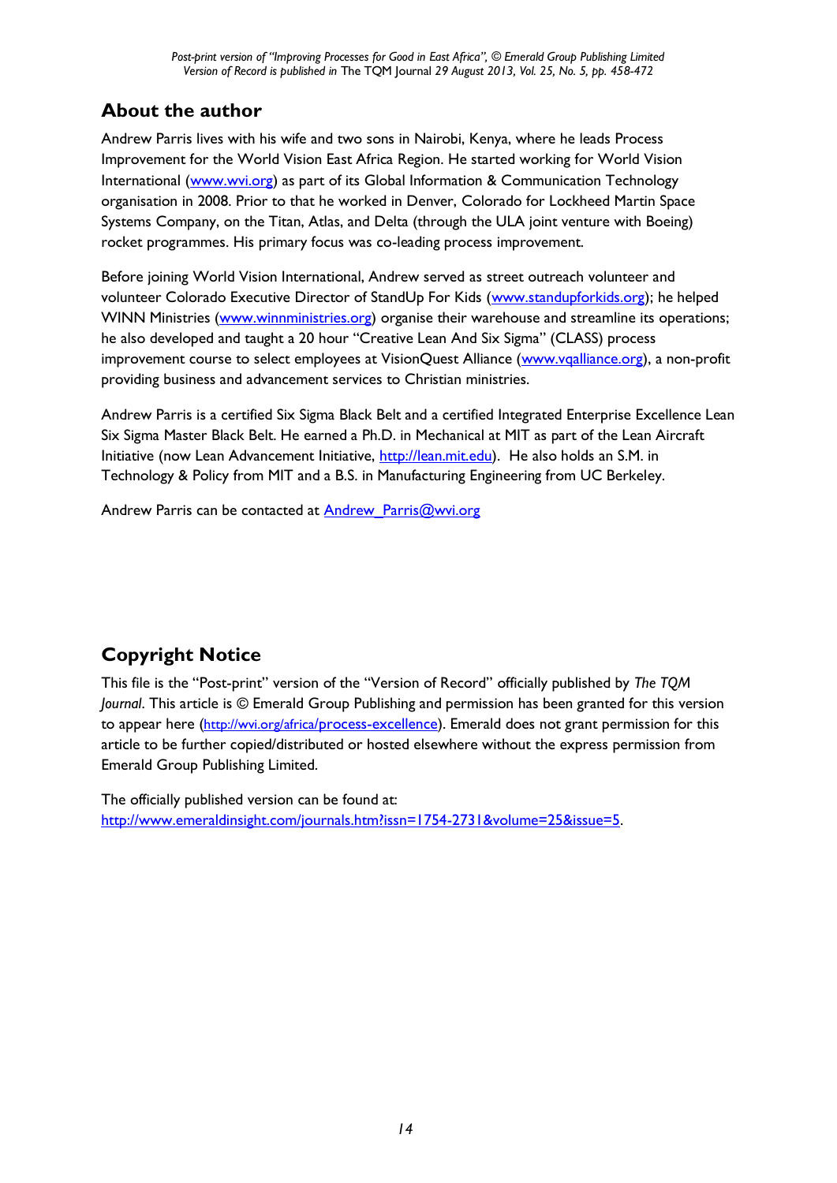## About the author

Andrew Parris lives with his wife and two sons in Nairobi, Kenya, where he leads Process Improvement for the World Vision East Africa Region. He started working for World Vision International (www.wvi.org) as part of its Global Information & Communication Technology organisation in 2008. Prior to that he worked in Denver, Colorado for Lockheed Martin Space Systems Company, on the Titan, Atlas, and Delta (through the ULA joint venture with Boeing) rocket programmes. His primary focus was co-leading process improvement.

Before joining World Vision International, Andrew served as street outreach volunteer and volunteer Colorado Executive Director of StandUp For Kids (www.standupforkids.org); he helped WINN Ministries (www.winnministries.org) organise their warehouse and streamline its operations; he also developed and taught a 20 hour "Creative Lean And Six Sigma" (CLASS) process improvement course to select employees at VisionQuest Alliance (www.vqalliance.org), a non-profit providing business and advancement services to Christian ministries.

Andrew Parris is a certified Six Sigma Black Belt and a certified Integrated Enterprise Excellence Lean Six Sigma Master Black Belt. He earned a Ph.D. in Mechanical at MIT as part of the Lean Aircraft Initiative (now Lean Advancement Initiative, http://lean.mit.edu). He also holds an S.M. in Technology & Policy from MIT and a B.S. in Manufacturing Engineering from UC Berkeley.

Andrew Parris can be contacted at Andrew_Parris@wvi.org

## Copyright Notice

This file is the "Post-print" version of the "Version of Record" officially published by *The TQM Journal*. This article is © Emerald Group Publishing and permission has been granted for this version to appear here (http://wvi.org/africa/process-excellence). Emerald does not grant permission for this article to be further copied/distributed or hosted elsewhere without the express permission from Emerald Group Publishing Limited.

The officially published version can be found at:
http://www.emeraldinsight.com/journals.htm?issn=1754-2731&volume=25&issue=5.